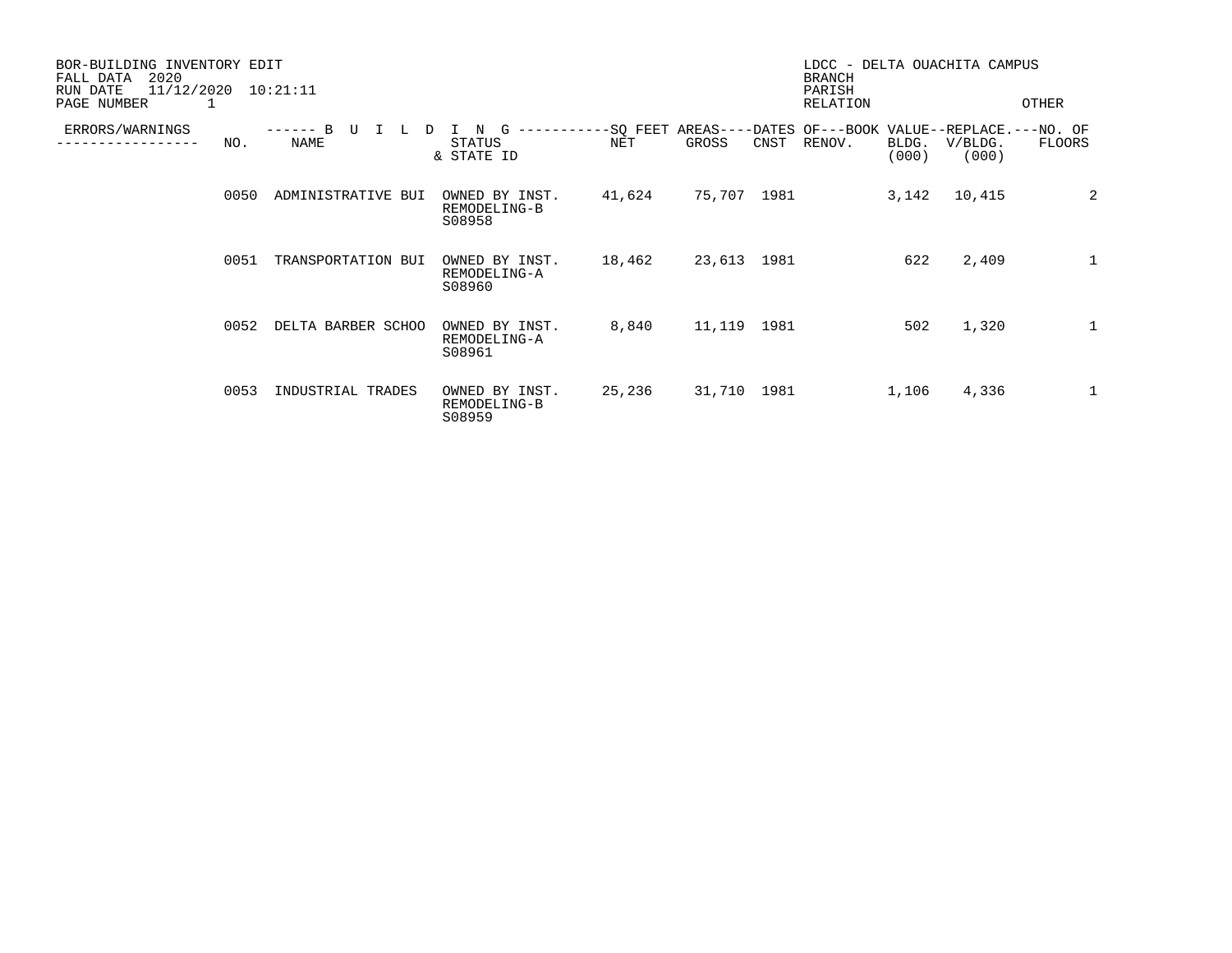BOR-BUILDING INVENTORY EDIT
FALL DATA 2020
RUN DATE 11/12/2020 10:21:11

LDCC - DELTA OUACHITA CAMPUS
BRANCH
PARISH
RELATION OTHER

| ERRORS/WARNINGS | NO. | BUILDING NAME | STATUS & STATE ID | SQ FEET AREAS NET | SQ FEET AREAS GROSS | DATES OF CNST | DATES OF RENOV. | BOOK VALUE BLDG. (000) | REPLACE. V/BLDG. (000) | NO. OF FLOORS |
|---|---|---|---|---|---|---|---|---|---|---|
| | 0050 | ADMINISTRATIVE BUI | OWNED BY INST. REMODELING-B S08958 | 41,624 | 75,707 | 1981 | | 3,142 | 10,415 | 2 |
| | 0051 | TRANSPORTATION BUI | OWNED BY INST. REMODELING-A S08960 | 18,462 | 23,613 | 1981 | | 622 | 2,409 | 1 |
| | 0052 | DELTA BARBER SCHOO | OWNED BY INST. REMODELING-A S08961 | 8,840 | 11,119 | 1981 | | 502 | 1,320 | 1 |
| | 0053 | INDUSTRIAL TRADES | OWNED BY INST. REMODELING-B S08959 | 25,236 | 31,710 | 1981 | | 1,106 | 4,336 | 1 |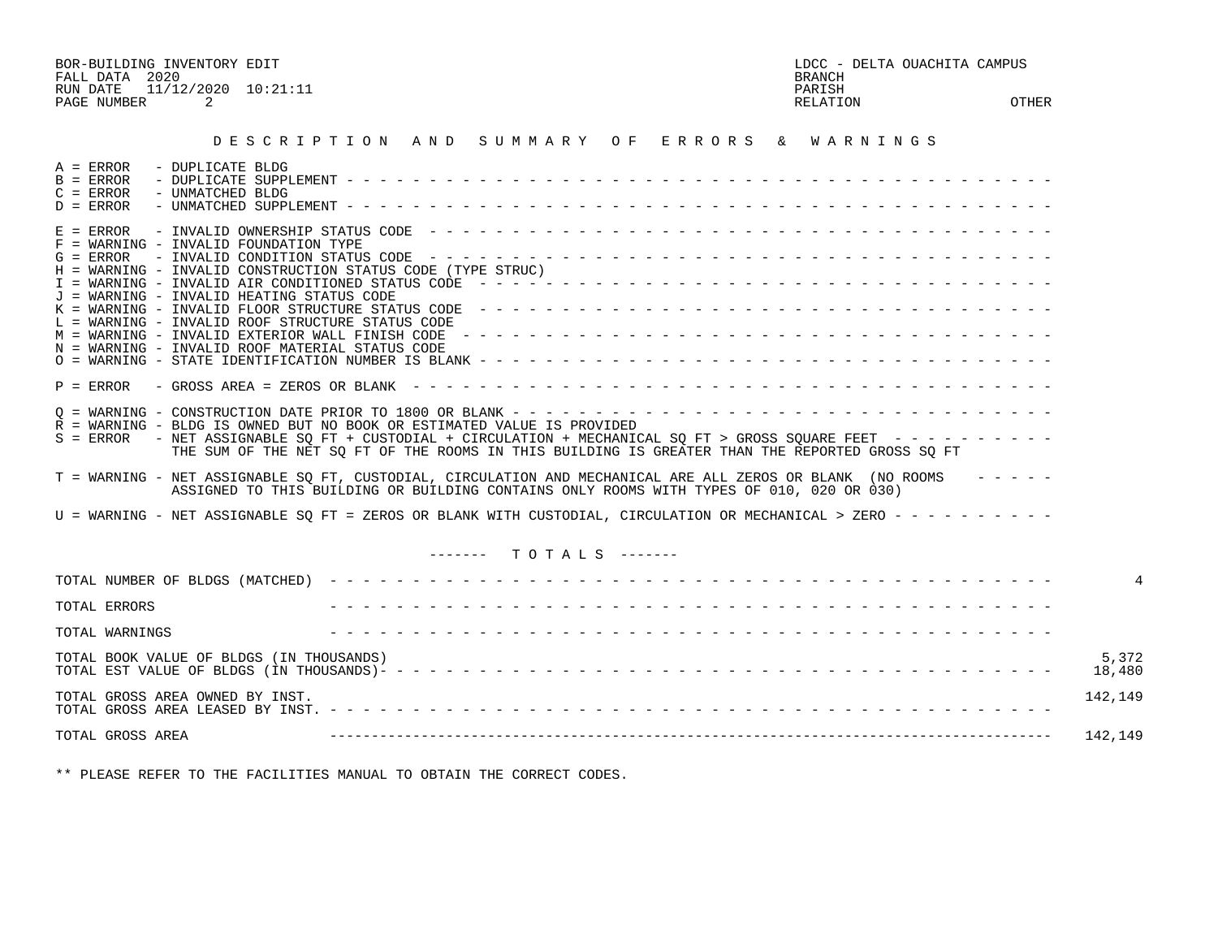BOR-BUILDING INVENTORY EDIT
FALL DATA 2020
RUN DATE 11/12/2020 10:21:11
PAGE NUMBER 2

LDCC - DELTA OUACHITA CAMPUS
BRANCH
PARISH
RELATION OTHER

## D E S C R I P T I O N   A N D   S U M M A R Y   O F   E R R O R S   &   W A R N I N G S

A = ERROR - DUPLICATE BLDG
B = ERROR - DUPLICATE SUPPLEMENT
C = ERROR - UNMATCHED BLDG
D = ERROR - UNMATCHED SUPPLEMENT

E = ERROR - INVALID OWNERSHIP STATUS CODE
F = WARNING - INVALID FOUNDATION TYPE
G = ERROR - INVALID CONDITION STATUS CODE
H = WARNING - INVALID CONSTRUCTION STATUS CODE (TYPE STRUC)
I = WARNING - INVALID AIR CONDITIONED STATUS CODE
J = WARNING - INVALID HEATING STATUS CODE
K = WARNING - INVALID FLOOR STRUCTURE STATUS CODE
L = WARNING - INVALID ROOF STRUCTURE STATUS CODE
M = WARNING - INVALID EXTERIOR WALL FINISH CODE
N = WARNING - INVALID ROOF MATERIAL STATUS CODE
O = WARNING - STATE IDENTIFICATION NUMBER IS BLANK

P = ERROR - GROSS AREA = ZEROS OR BLANK

Q = WARNING - CONSTRUCTION DATE PRIOR TO 1800 OR BLANK
R = WARNING - BLDG IS OWNED BUT NO BOOK OR ESTIMATED VALUE IS PROVIDED
S = ERROR - NET ASSIGNABLE SQ FT + CUSTODIAL + CIRCULATION + MECHANICAL SQ FT > GROSS SQUARE FEET
THE SUM OF THE NET SQ FT OF THE ROOMS IN THIS BUILDING IS GREATER THAN THE REPORTED GROSS SQ FT

T = WARNING - NET ASSIGNABLE SQ FT, CUSTODIAL, CIRCULATION AND MECHANICAL ARE ALL ZEROS OR BLANK (NO ROOMS ASSIGNED TO THIS BUILDING OR BUILDING CONTAINS ONLY ROOMS WITH TYPES OF 010, 020 OR 030)

U = WARNING - NET ASSIGNABLE SQ FT = ZEROS OR BLANK WITH CUSTODIAL, CIRCULATION OR MECHANICAL > ZERO

## ------- T O T A L S -------

| | |
|---|---|
| TOTAL NUMBER OF BLDGS (MATCHED) | 4 |
| TOTAL ERRORS | |
| TOTAL WARNINGS | |
| TOTAL BOOK VALUE OF BLDGS (IN THOUSANDS) | 5,372 |
| TOTAL EST VALUE OF BLDGS (IN THOUSANDS) | 18,480 |
| TOTAL GROSS AREA OWNED BY INST. | 142,149 |
| TOTAL GROSS AREA LEASED BY INST. | |
| TOTAL GROSS AREA | 142,149 |

** PLEASE REFER TO THE FACILITIES MANUAL TO OBTAIN THE CORRECT CODES.